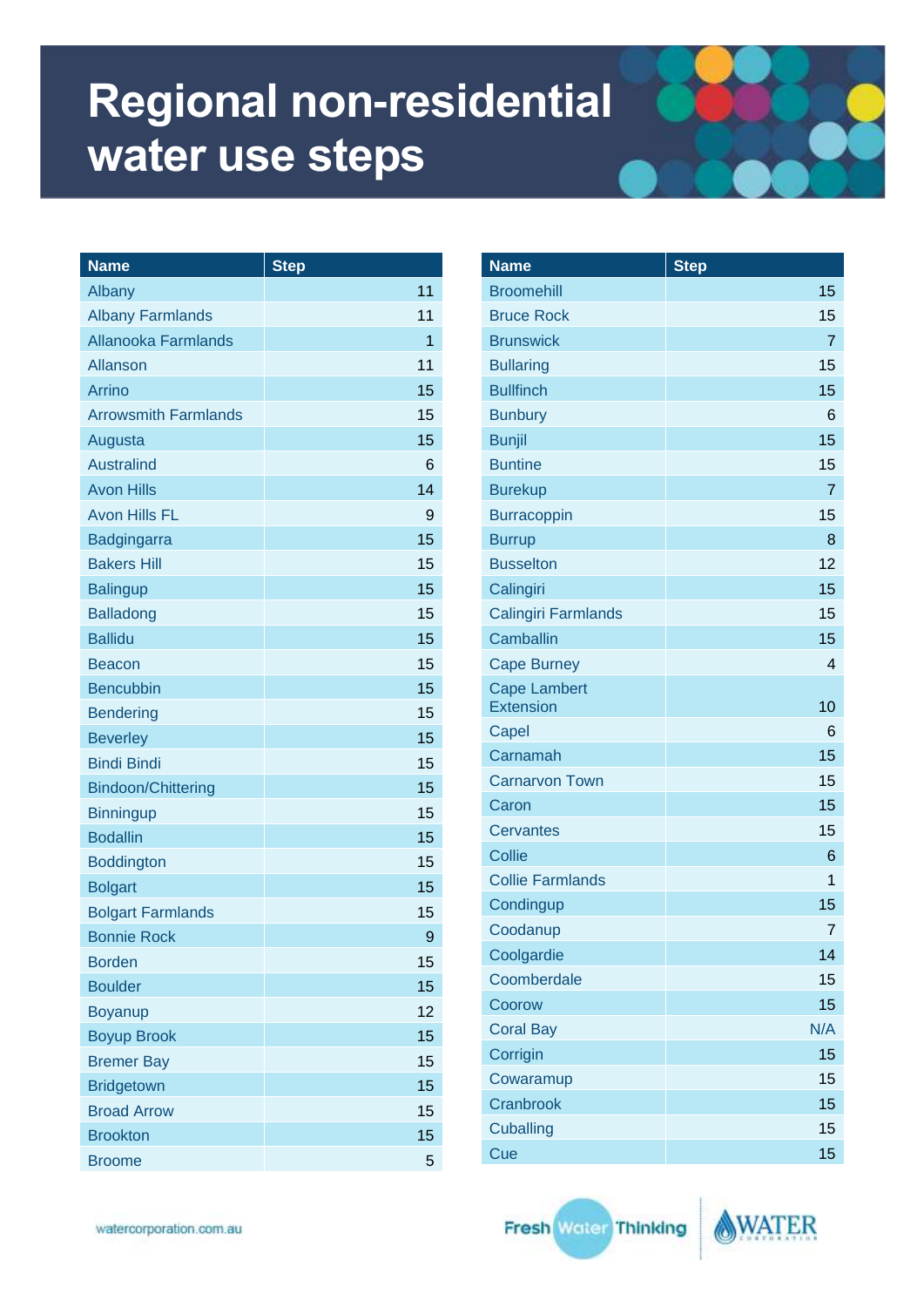# Regional non-residential water use steps

| Name | Step |
|---|---|
| Albany | 11 |
| Albany Farmlands | 11 |
| Allanooka Farmlands | 1 |
| Allanson | 11 |
| Arrino | 15 |
| Arrowsmith Farmlands | 15 |
| Augusta | 15 |
| Australind | 6 |
| Avon Hills | 14 |
| Avon Hills FL | 9 |
| Badgingarra | 15 |
| Bakers Hill | 15 |
| Balingup | 15 |
| Balladong | 15 |
| Ballidu | 15 |
| Beacon | 15 |
| Bencubbin | 15 |
| Bendering | 15 |
| Beverley | 15 |
| Bindi Bindi | 15 |
| Bindoon/Chittering | 15 |
| Binningup | 15 |
| Bodallin | 15 |
| Boddington | 15 |
| Bolgart | 15 |
| Bolgart Farmlands | 15 |
| Bonnie Rock | 9 |
| Borden | 15 |
| Boulder | 15 |
| Boyanup | 12 |
| Boyup Brook | 15 |
| Bremer Bay | 15 |
| Bridgetown | 15 |
| Broad Arrow | 15 |
| Brookton | 15 |
| Broome | 5 |

| Name | Step |
|---|---|
| Broomehill | 15 |
| Bruce Rock | 15 |
| Brunswick | 7 |
| Bullaring | 15 |
| Bullfinch | 15 |
| Bunbury | 6 |
| Bunjil | 15 |
| Buntine | 15 |
| Burekup | 7 |
| Burracoppin | 15 |
| Burrup | 8 |
| Busselton | 12 |
| Calingiri | 15 |
| Calingiri Farmlands | 15 |
| Camballin | 15 |
| Cape Burney | 4 |
| Cape Lambert Extension | 10 |
| Capel | 6 |
| Carnamah | 15 |
| Carnarvon Town | 15 |
| Caron | 15 |
| Cervantes | 15 |
| Collie | 6 |
| Collie Farmlands | 1 |
| Condingup | 15 |
| Coodanup | 7 |
| Coolgardie | 14 |
| Coomberdale | 15 |
| Coorow | 15 |
| Coral Bay | N/A |
| Corrigin | 15 |
| Cowaramup | 15 |
| Cranbrook | 15 |
| Cuballing | 15 |
| Cue | 15 |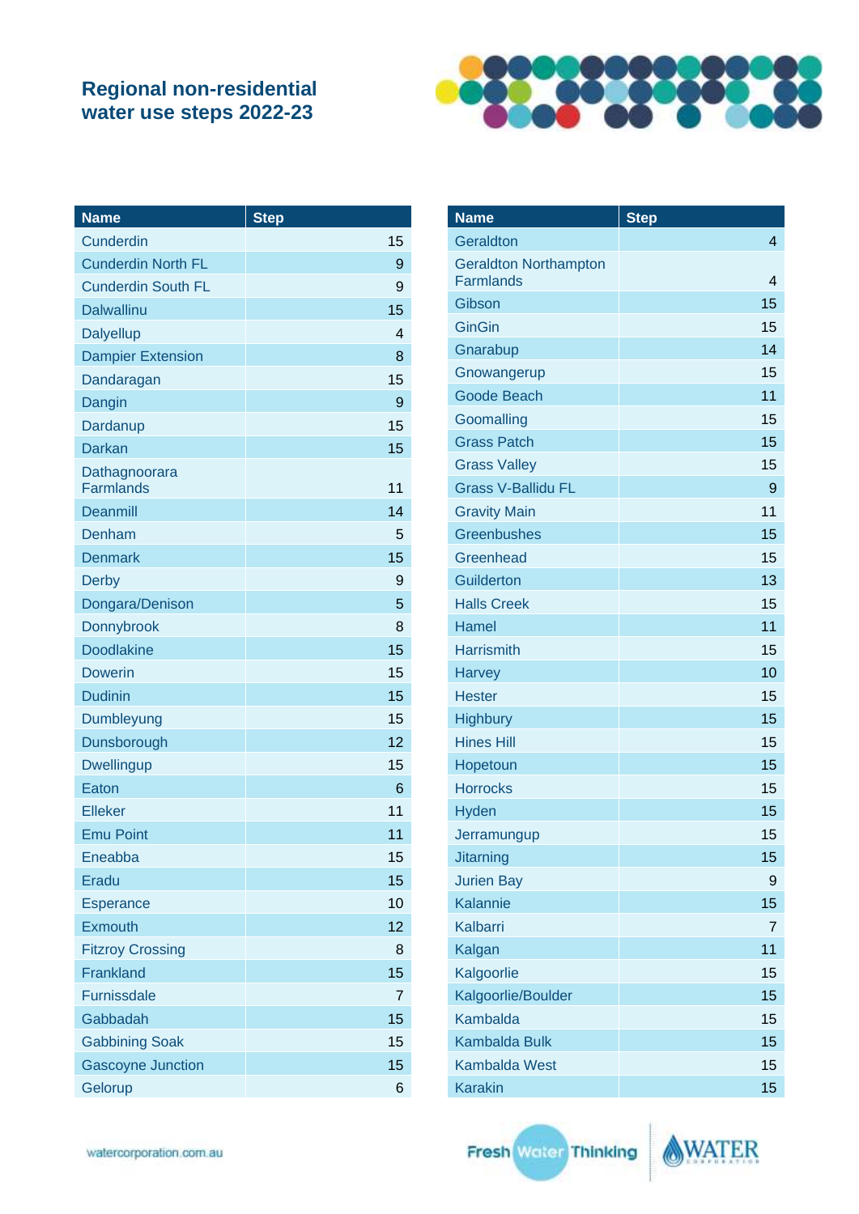## Regional non-residential water use steps 2022-23

| Name | Step |
|---|---|
| Cunderdin | 15 |
| Cunderdin North FL | 9 |
| Cunderdin South FL | 9 |
| Dalwallinu | 15 |
| Dalyellup | 4 |
| Dampier Extension | 8 |
| Dandaragan | 15 |
| Dangin | 9 |
| Dardanup | 15 |
| Darkan | 15 |
| Dathagnoorara Farmlands | 11 |
| Deanmill | 14 |
| Denham | 5 |
| Denmark | 15 |
| Derby | 9 |
| Dongara/Denison | 5 |
| Donnybrook | 8 |
| Doodlakine | 15 |
| Dowerin | 15 |
| Dudinin | 15 |
| Dumbleyung | 15 |
| Dunsborough | 12 |
| Dwellingup | 15 |
| Eaton | 6 |
| Elleker | 11 |
| Emu Point | 11 |
| Eneabba | 15 |
| Eradu | 15 |
| Esperance | 10 |
| Exmouth | 12 |
| Fitzroy Crossing | 8 |
| Frankland | 15 |
| Furnissdale | 7 |
| Gabbadah | 15 |
| Gabbining Soak | 15 |
| Gascoyne Junction | 15 |
| Gelorup | 6 |

| Name | Step |
|---|---|
| Geraldton | 4 |
| Geraldton Northampton Farmlands | 4 |
| Gibson | 15 |
| GinGin | 15 |
| Gnarabup | 14 |
| Gnowangerup | 15 |
| Goode Beach | 11 |
| Goomalling | 15 |
| Grass Patch | 15 |
| Grass Valley | 15 |
| Grass V-Ballidu FL | 9 |
| Gravity Main | 11 |
| Greenbushes | 15 |
| Greenhead | 15 |
| Guilderton | 13 |
| Halls Creek | 15 |
| Hamel | 11 |
| Harrismith | 15 |
| Harvey | 10 |
| Hester | 15 |
| Highbury | 15 |
| Hines Hill | 15 |
| Hopetoun | 15 |
| Horrocks | 15 |
| Hyden | 15 |
| Jerramungup | 15 |
| Jitarning | 15 |
| Jurien Bay | 9 |
| Kalannie | 15 |
| Kalbarri | 7 |
| Kalgan | 11 |
| Kalgoorlie | 15 |
| Kalgoorlie/Boulder | 15 |
| Kambalda | 15 |
| Kambalda Bulk | 15 |
| Kambalda West | 15 |
| Karakin | 15 |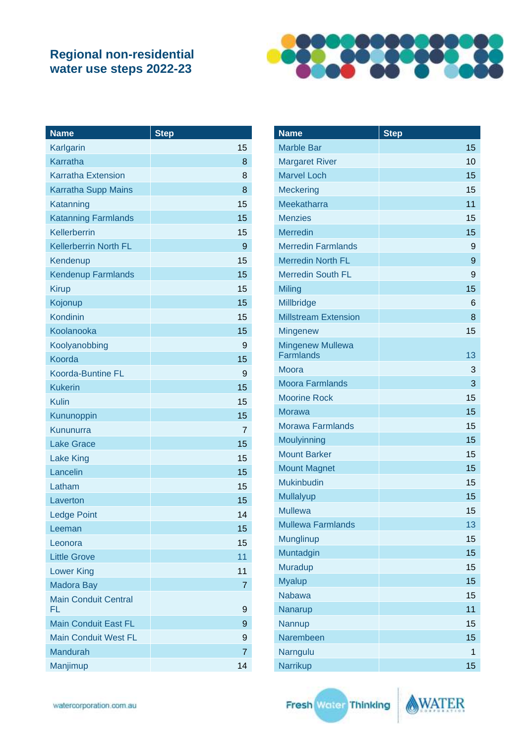## Regional non-residential water use steps 2022-23

| Name | Step |
|---|---|
| Karlgarin | 15 |
| Karratha | 8 |
| Karratha Extension | 8 |
| Karratha Supp Mains | 8 |
| Katanning | 15 |
| Katanning Farmlands | 15 |
| Kellerberrin | 15 |
| Kellerberrin North FL | 9 |
| Kendenup | 15 |
| Kendenup Farmlands | 15 |
| Kirup | 15 |
| Kojonup | 15 |
| Kondinin | 15 |
| Koolanooka | 15 |
| Koolyanobbing | 9 |
| Koorda | 15 |
| Koorda-Buntine FL | 9 |
| Kukerin | 15 |
| Kulin | 15 |
| Kununoppin | 15 |
| Kununurra | 7 |
| Lake Grace | 15 |
| Lake King | 15 |
| Lancelin | 15 |
| Latham | 15 |
| Laverton | 15 |
| Ledge Point | 14 |
| Leeman | 15 |
| Leonora | 15 |
| Little Grove | 11 |
| Lower King | 11 |
| Madora Bay | 7 |
| Main Conduit Central FL | 9 |
| Main Conduit East FL | 9 |
| Main Conduit West FL | 9 |
| Mandurah | 7 |
| Manjimup | 14 |

| Name | Step |
|---|---|
| Marble Bar | 15 |
| Margaret River | 10 |
| Marvel Loch | 15 |
| Meckering | 15 |
| Meekatharra | 11 |
| Menzies | 15 |
| Merredin | 15 |
| Merredin Farmlands | 9 |
| Merredin North FL | 9 |
| Merredin South FL | 9 |
| Miling | 15 |
| Millbridge | 6 |
| Millstream Extension | 8 |
| Mingenew | 15 |
| Mingenew Mullewa Farmlands | 13 |
| Moora | 3 |
| Moora Farmlands | 3 |
| Moorine Rock | 15 |
| Morawa | 15 |
| Morawa Farmlands | 15 |
| Moulyinning | 15 |
| Mount Barker | 15 |
| Mount Magnet | 15 |
| Mukinbudin | 15 |
| Mullalyup | 15 |
| Mullewa | 15 |
| Mullewa Farmlands | 13 |
| Munglinup | 15 |
| Muntadgin | 15 |
| Muradup | 15 |
| Myalup | 15 |
| Nabawa | 15 |
| Nanarup | 11 |
| Nannup | 15 |
| Narembeen | 15 |
| Narngulu | 1 |
| Narrikup | 15 |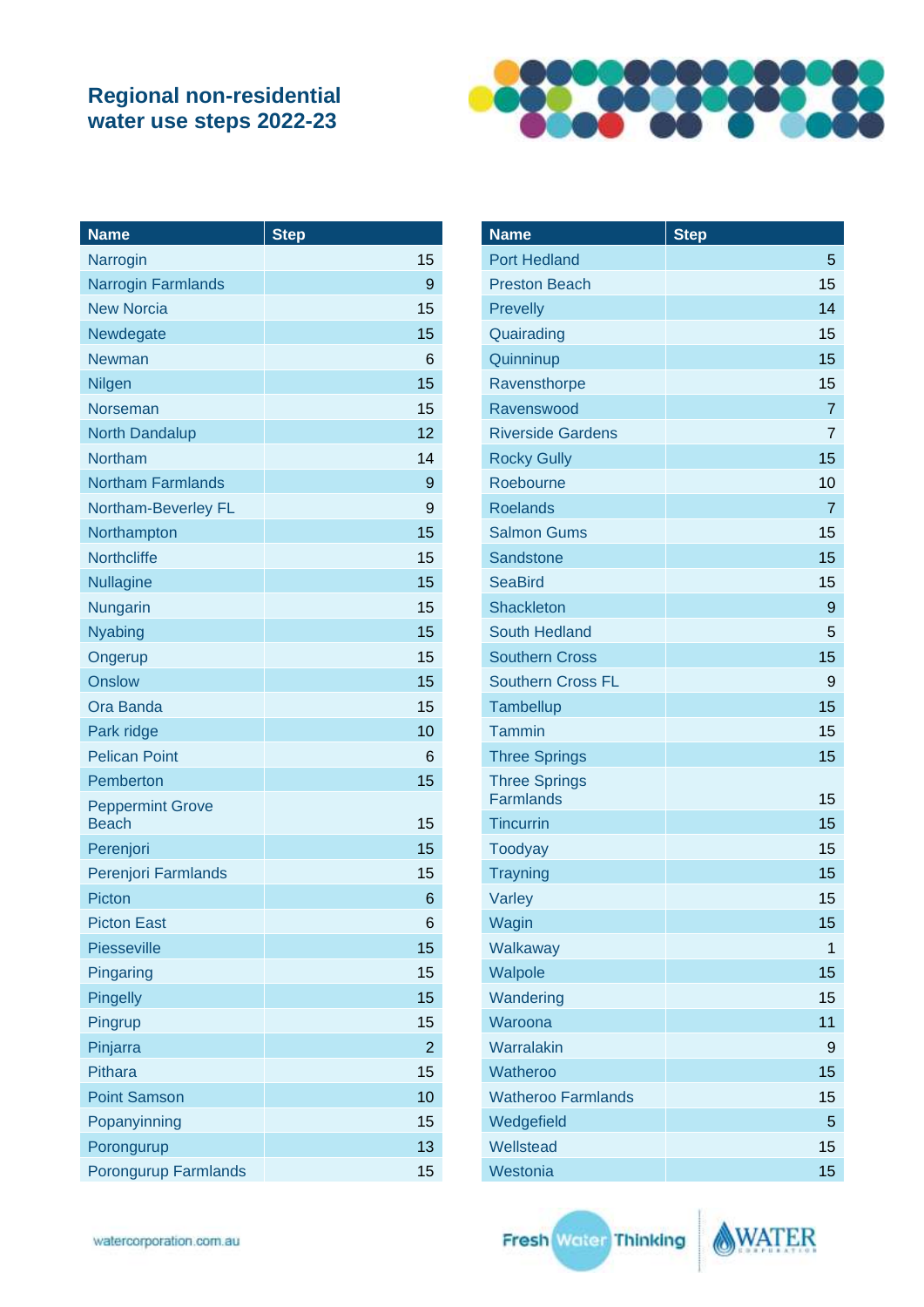## Regional non-residential water use steps 2022-23

| Name | Step |
|---|---|
| Narrogin | 15 |
| Narrogin Farmlands | 9 |
| New Norcia | 15 |
| Newdegate | 15 |
| Newman | 6 |
| Nilgen | 15 |
| Norseman | 15 |
| North Dandalup | 12 |
| Northam | 14 |
| Northam Farmlands | 9 |
| Northam-Beverley FL | 9 |
| Northampton | 15 |
| Northcliffe | 15 |
| Nullagine | 15 |
| Nungarin | 15 |
| Nyabing | 15 |
| Ongerup | 15 |
| Onslow | 15 |
| Ora Banda | 15 |
| Park ridge | 10 |
| Pelican Point | 6 |
| Pemberton | 15 |
| Peppermint Grove Beach | 15 |
| Perenjori | 15 |
| Perenjori Farmlands | 15 |
| Picton | 6 |
| Picton East | 6 |
| Piesseville | 15 |
| Pingaring | 15 |
| Pingelly | 15 |
| Pingrup | 15 |
| Pinjarra | 2 |
| Pithara | 15 |
| Point Samson | 10 |
| Popanyinning | 15 |
| Porongurup | 13 |
| Porongurup Farmlands | 15 |

| Name | Step |
|---|---|
| Port Hedland | 5 |
| Preston Beach | 15 |
| Prevelly | 14 |
| Quairading | 15 |
| Quinninup | 15 |
| Ravensthorpe | 15 |
| Ravenswood | 7 |
| Riverside Gardens | 7 |
| Rocky Gully | 15 |
| Roebourne | 10 |
| Roelands | 7 |
| Salmon Gums | 15 |
| Sandstone | 15 |
| SeaBird | 15 |
| Shackleton | 9 |
| South Hedland | 5 |
| Southern Cross | 15 |
| Southern Cross FL | 9 |
| Tambellup | 15 |
| Tammin | 15 |
| Three Springs | 15 |
| Three Springs Farmlands | 15 |
| Tincurrin | 15 |
| Toodyay | 15 |
| Trayning | 15 |
| Varley | 15 |
| Wagin | 15 |
| Walkaway | 1 |
| Walpole | 15 |
| Wandering | 15 |
| Waroona | 11 |
| Warralakin | 9 |
| Watheroo | 15 |
| Watheroo Farmlands | 15 |
| Wedgefield | 5 |
| Wellstead | 15 |
| Westonia | 15 |

watercorporation.com.au

Fresh Water Thinking

WATER CORPORATION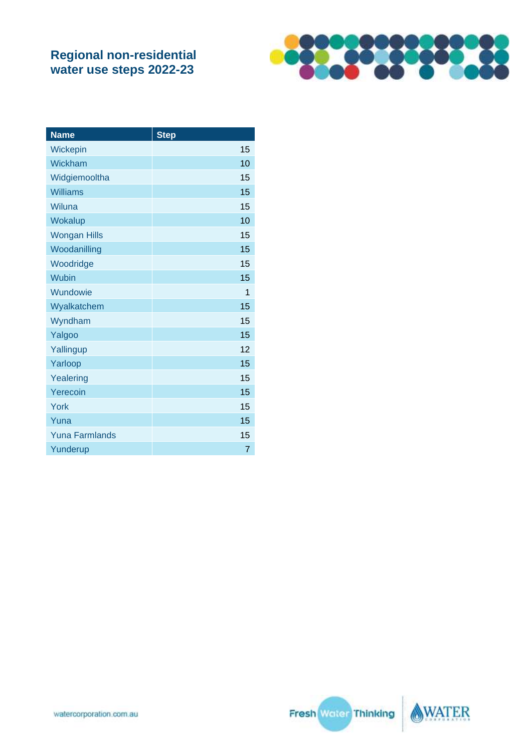## Regional non-residential water use steps 2022-23

| Name | Step |
|---|---|
| Wickepin | 15 |
| Wickham | 10 |
| Widgiemooltha | 15 |
| Williams | 15 |
| Wiluna | 15 |
| Wokalup | 10 |
| Wongan Hills | 15 |
| Woodanilling | 15 |
| Woodridge | 15 |
| Wubin | 15 |
| Wundowie | 1 |
| Wyalkatchem | 15 |
| Wyndham | 15 |
| Yalgoo | 15 |
| Yallingup | 12 |
| Yarloop | 15 |
| Yealering | 15 |
| Yerecoin | 15 |
| York | 15 |
| Yuna | 15 |
| Yuna Farmlands | 15 |
| Yunderup | 7 |